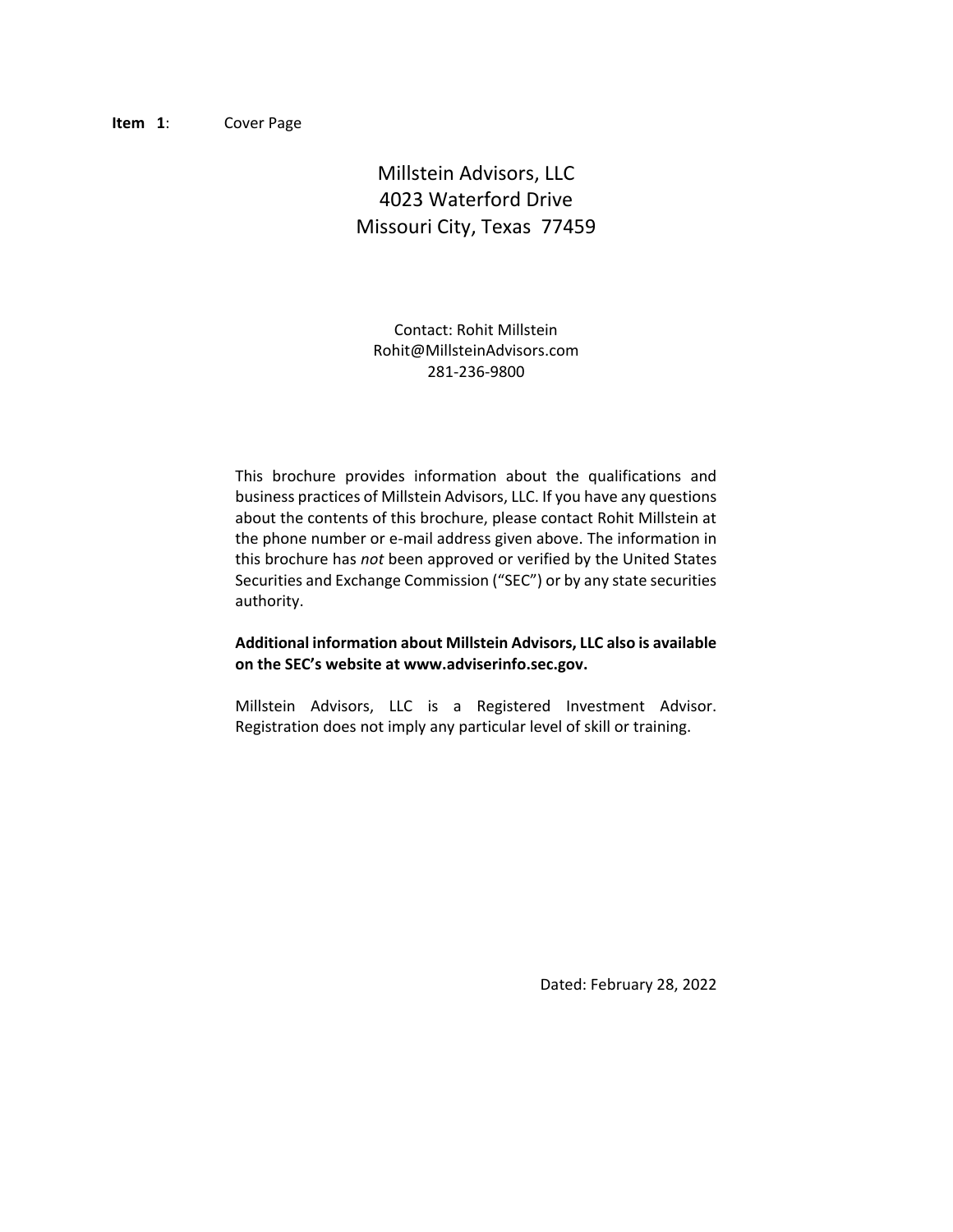**Item 1**: Cover Page

# Millstein Advisors, LLC
4023 Waterford Drive
Missouri City, Texas 77459

Contact: Rohit Millstein
Rohit@MillsteinAdvisors.com
281-236-9800

This brochure provides information about the qualifications and business practices of Millstein Advisors, LLC. If you have any questions about the contents of this brochure, please contact Rohit Millstein at the phone number or e-mail address given above. The information in this brochure has *not* been approved or verified by the United States Securities and Exchange Commission ("SEC") or by any state securities authority.

**Additional information about Millstein Advisors, LLC also is available on the SEC's website at www.adviserinfo.sec.gov.**

Millstein Advisors, LLC is a Registered Investment Advisor. Registration does not imply any particular level of skill or training.

Dated: February 28, 2022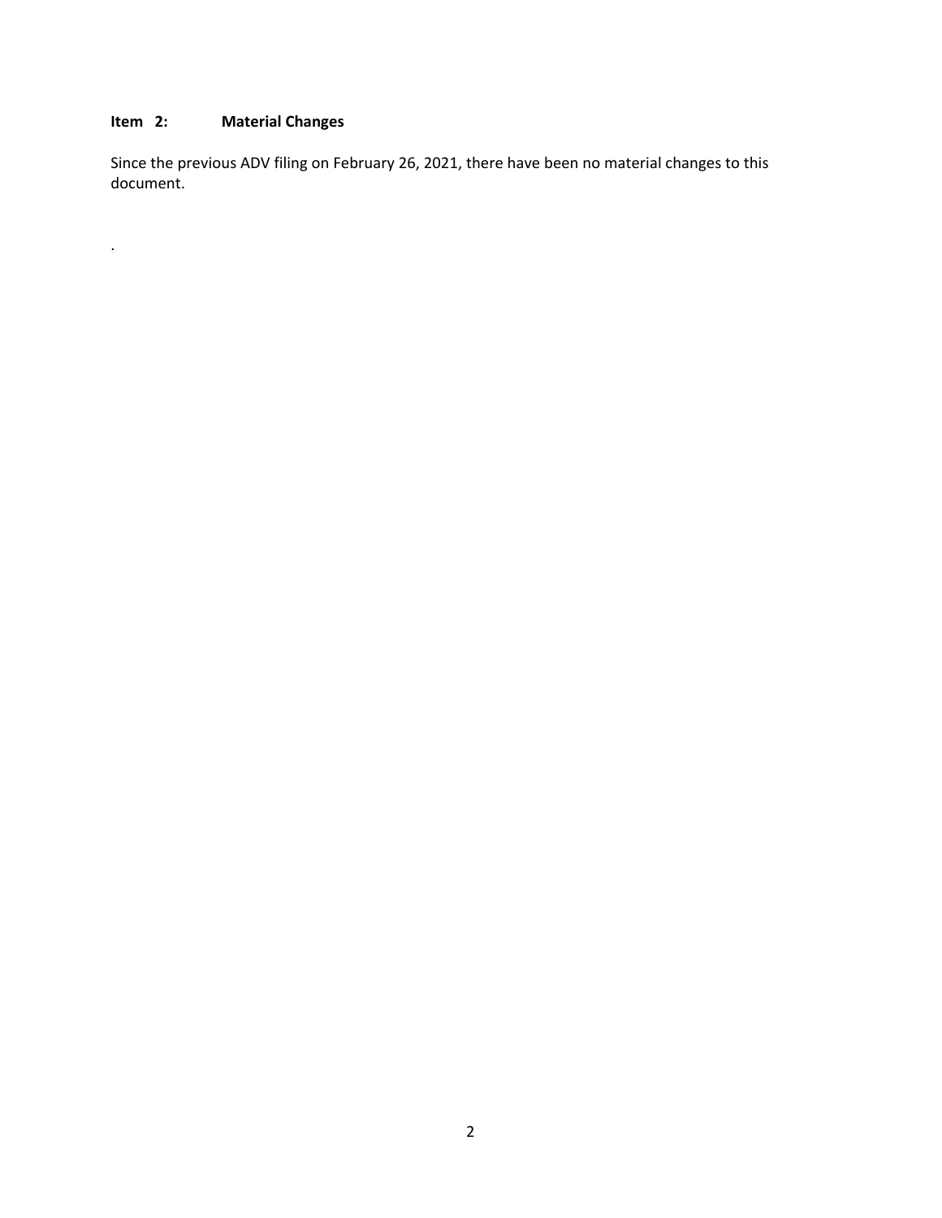## Item 2: Material Changes

Since the previous ADV filing on February 26, 2021, there have been no material changes to this document.

.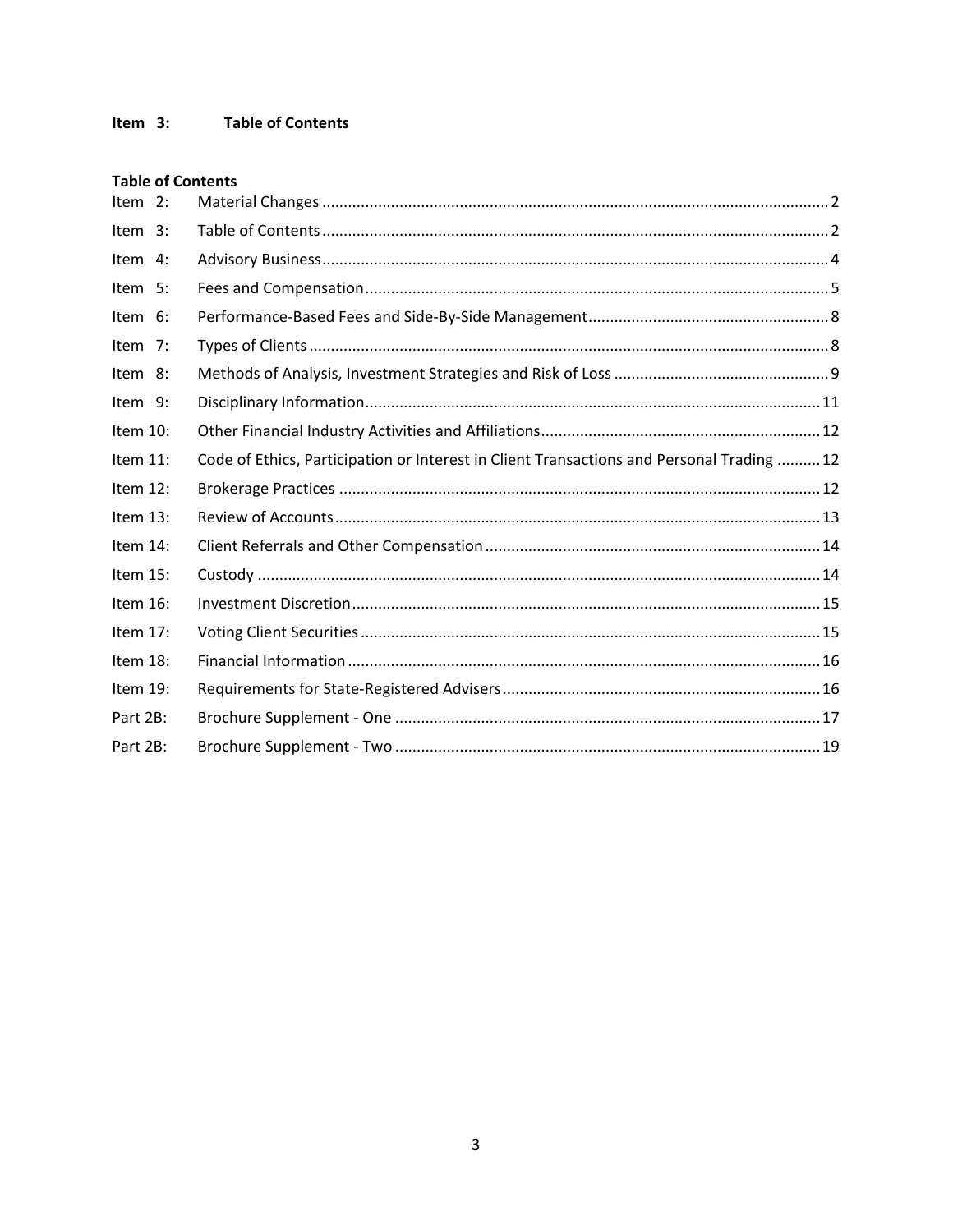## Item 3: Table of Contents

**Table of Contents**

| | | |
|---|---|---|
| Item 2: | Material Changes | 2 |
| Item 3: | Table of Contents | 2 |
| Item 4: | Advisory Business | 4 |
| Item 5: | Fees and Compensation | 5 |
| Item 6: | Performance-Based Fees and Side-By-Side Management | 8 |
| Item 7: | Types of Clients | 8 |
| Item 8: | Methods of Analysis, Investment Strategies and Risk of Loss | 9 |
| Item 9: | Disciplinary Information | 11 |
| Item 10: | Other Financial Industry Activities and Affiliations | 12 |
| Item 11: | Code of Ethics, Participation or Interest in Client Transactions and Personal Trading | 12 |
| Item 12: | Brokerage Practices | 12 |
| Item 13: | Review of Accounts | 13 |
| Item 14: | Client Referrals and Other Compensation | 14 |
| Item 15: | Custody | 14 |
| Item 16: | Investment Discretion | 15 |
| Item 17: | Voting Client Securities | 15 |
| Item 18: | Financial Information | 16 |
| Item 19: | Requirements for State-Registered Advisers | 16 |
| Part 2B: | Brochure Supplement - One | 17 |
| Part 2B: | Brochure Supplement - Two | 19 |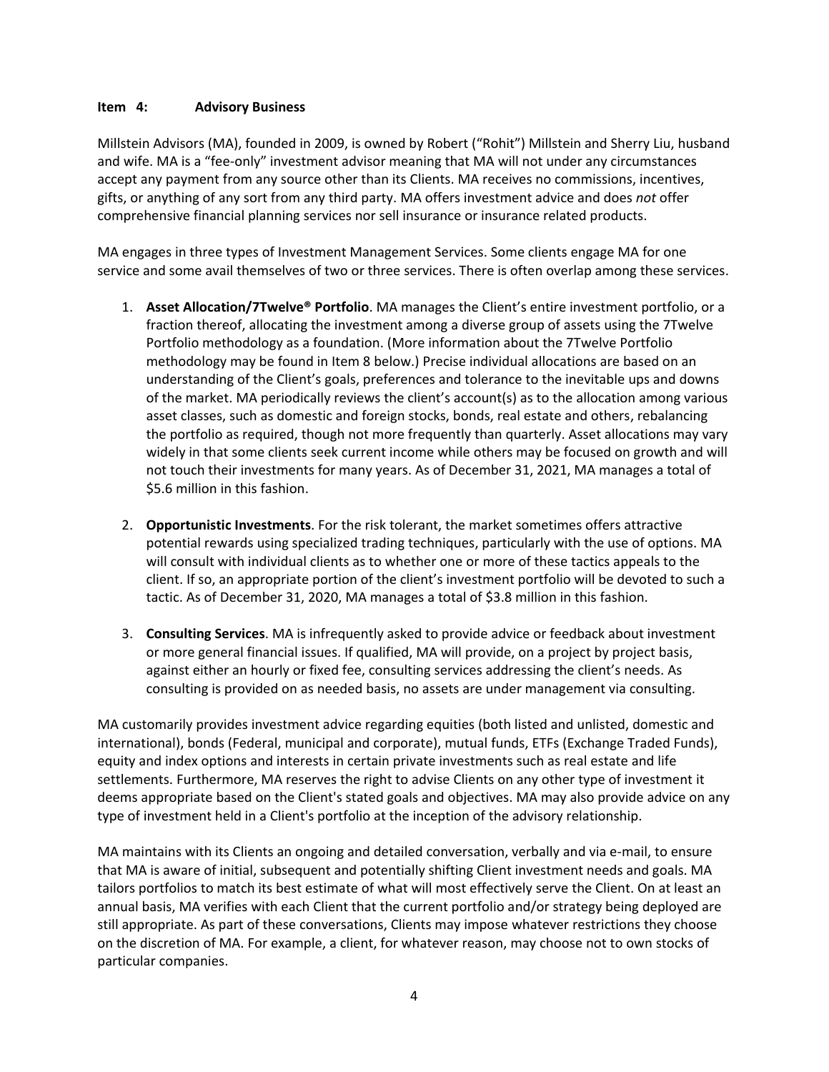## Item 4: Advisory Business

Millstein Advisors (MA), founded in 2009, is owned by Robert ("Rohit") Millstein and Sherry Liu, husband and wife. MA is a "fee-only" investment advisor meaning that MA will not under any circumstances accept any payment from any source other than its Clients. MA receives no commissions, incentives, gifts, or anything of any sort from any third party. MA offers investment advice and does *not* offer comprehensive financial planning services nor sell insurance or insurance related products.

MA engages in three types of Investment Management Services. Some clients engage MA for one service and some avail themselves of two or three services. There is often overlap among these services.

1. **Asset Allocation/7Twelve® Portfolio**. MA manages the Client's entire investment portfolio, or a fraction thereof, allocating the investment among a diverse group of assets using the 7Twelve Portfolio methodology as a foundation. (More information about the 7Twelve Portfolio methodology may be found in Item 8 below.) Precise individual allocations are based on an understanding of the Client's goals, preferences and tolerance to the inevitable ups and downs of the market. MA periodically reviews the client's account(s) as to the allocation among various asset classes, such as domestic and foreign stocks, bonds, real estate and others, rebalancing the portfolio as required, though not more frequently than quarterly. Asset allocations may vary widely in that some clients seek current income while others may be focused on growth and will not touch their investments for many years. As of December 31, 2021, MA manages a total of $5.6 million in this fashion.

2. **Opportunistic Investments**. For the risk tolerant, the market sometimes offers attractive potential rewards using specialized trading techniques, particularly with the use of options. MA will consult with individual clients as to whether one or more of these tactics appeals to the client. If so, an appropriate portion of the client's investment portfolio will be devoted to such a tactic. As of December 31, 2020, MA manages a total of $3.8 million in this fashion.

3. **Consulting Services**. MA is infrequently asked to provide advice or feedback about investment or more general financial issues. If qualified, MA will provide, on a project by project basis, against either an hourly or fixed fee, consulting services addressing the client's needs. As consulting is provided on as needed basis, no assets are under management via consulting.

MA customarily provides investment advice regarding equities (both listed and unlisted, domestic and international), bonds (Federal, municipal and corporate), mutual funds, ETFs (Exchange Traded Funds), equity and index options and interests in certain private investments such as real estate and life settlements. Furthermore, MA reserves the right to advise Clients on any other type of investment it deems appropriate based on the Client's stated goals and objectives. MA may also provide advice on any type of investment held in a Client's portfolio at the inception of the advisory relationship.

MA maintains with its Clients an ongoing and detailed conversation, verbally and via e-mail, to ensure that MA is aware of initial, subsequent and potentially shifting Client investment needs and goals. MA tailors portfolios to match its best estimate of what will most effectively serve the Client. On at least an annual basis, MA verifies with each Client that the current portfolio and/or strategy being deployed are still appropriate. As part of these conversations, Clients may impose whatever restrictions they choose on the discretion of MA. For example, a client, for whatever reason, may choose not to own stocks of particular companies.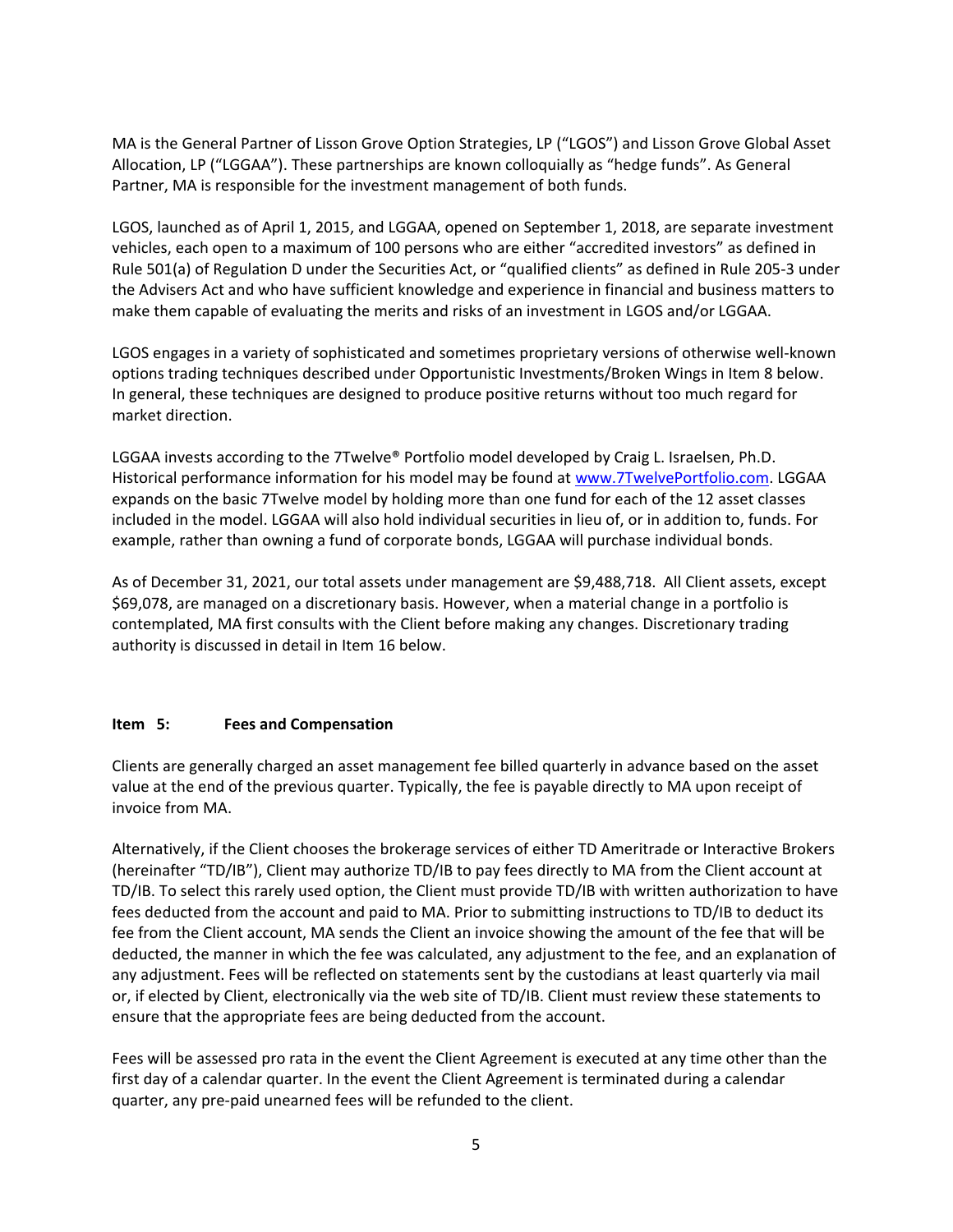MA is the General Partner of Lisson Grove Option Strategies, LP ("LGOS") and Lisson Grove Global Asset Allocation, LP ("LGGAA"). These partnerships are known colloquially as "hedge funds". As General Partner, MA is responsible for the investment management of both funds.

LGOS, launched as of April 1, 2015, and LGGAA, opened on September 1, 2018, are separate investment vehicles, each open to a maximum of 100 persons who are either "accredited investors" as defined in Rule 501(a) of Regulation D under the Securities Act, or "qualified clients" as defined in Rule 205-3 under the Advisers Act and who have sufficient knowledge and experience in financial and business matters to make them capable of evaluating the merits and risks of an investment in LGOS and/or LGGAA.

LGOS engages in a variety of sophisticated and sometimes proprietary versions of otherwise well-known options trading techniques described under Opportunistic Investments/Broken Wings in Item 8 below. In general, these techniques are designed to produce positive returns without too much regard for market direction.

LGGAA invests according to the 7Twelve® Portfolio model developed by Craig L. Israelsen, Ph.D. Historical performance information for his model may be found at www.7TwelvePortfolio.com. LGGAA expands on the basic 7Twelve model by holding more than one fund for each of the 12 asset classes included in the model. LGGAA will also hold individual securities in lieu of, or in addition to, funds. For example, rather than owning a fund of corporate bonds, LGGAA will purchase individual bonds.

As of December 31, 2021, our total assets under management are $9,488,718. All Client assets, except $69,078, are managed on a discretionary basis. However, when a material change in a portfolio is contemplated, MA first consults with the Client before making any changes. Discretionary trading authority is discussed in detail in Item 16 below.

## Item 5: Fees and Compensation

Clients are generally charged an asset management fee billed quarterly in advance based on the asset value at the end of the previous quarter. Typically, the fee is payable directly to MA upon receipt of invoice from MA.

Alternatively, if the Client chooses the brokerage services of either TD Ameritrade or Interactive Brokers (hereinafter "TD/IB"), Client may authorize TD/IB to pay fees directly to MA from the Client account at TD/IB. To select this rarely used option, the Client must provide TD/IB with written authorization to have fees deducted from the account and paid to MA. Prior to submitting instructions to TD/IB to deduct its fee from the Client account, MA sends the Client an invoice showing the amount of the fee that will be deducted, the manner in which the fee was calculated, any adjustment to the fee, and an explanation of any adjustment. Fees will be reflected on statements sent by the custodians at least quarterly via mail or, if elected by Client, electronically via the web site of TD/IB. Client must review these statements to ensure that the appropriate fees are being deducted from the account.

Fees will be assessed pro rata in the event the Client Agreement is executed at any time other than the first day of a calendar quarter. In the event the Client Agreement is terminated during a calendar quarter, any pre-paid unearned fees will be refunded to the client.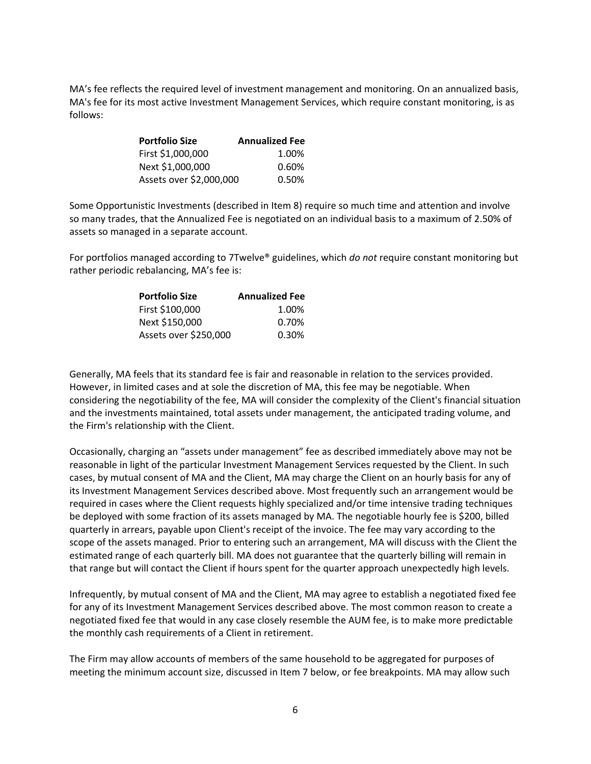MA's fee reflects the required level of investment management and monitoring. On an annualized basis, MA's fee for its most active Investment Management Services, which require constant monitoring, is as follows:

| Portfolio Size | Annualized Fee |
|---|---:|
| First $1,000,000 | 1.00% |
| Next $1,000,000 | 0.60% |
| Assets over $2,000,000 | 0.50% |

Some Opportunistic Investments (described in Item 8) require so much time and attention and involve so many trades, that the Annualized Fee is negotiated on an individual basis to a maximum of 2.50% of assets so managed in a separate account.

For portfolios managed according to 7Twelve® guidelines, which *do not* require constant monitoring but rather periodic rebalancing, MA's fee is:

| Portfolio Size | Annualized Fee |
|---|---:|
| First $100,000 | 1.00% |
| Next $150,000 | 0.70% |
| Assets over $250,000 | 0.30% |

Generally, MA feels that its standard fee is fair and reasonable in relation to the services provided. However, in limited cases and at sole the discretion of MA, this fee may be negotiable. When considering the negotiability of the fee, MA will consider the complexity of the Client's financial situation and the investments maintained, total assets under management, the anticipated trading volume, and the Firm's relationship with the Client.

Occasionally, charging an "assets under management" fee as described immediately above may not be reasonable in light of the particular Investment Management Services requested by the Client. In such cases, by mutual consent of MA and the Client, MA may charge the Client on an hourly basis for any of its Investment Management Services described above. Most frequently such an arrangement would be required in cases where the Client requests highly specialized and/or time intensive trading techniques be deployed with some fraction of its assets managed by MA. The negotiable hourly fee is $200, billed quarterly in arrears, payable upon Client's receipt of the invoice. The fee may vary according to the scope of the assets managed. Prior to entering such an arrangement, MA will discuss with the Client the estimated range of each quarterly bill. MA does not guarantee that the quarterly billing will remain in that range but will contact the Client if hours spent for the quarter approach unexpectedly high levels.

Infrequently, by mutual consent of MA and the Client, MA may agree to establish a negotiated fixed fee for any of its Investment Management Services described above. The most common reason to create a negotiated fixed fee that would in any case closely resemble the AUM fee, is to make more predictable the monthly cash requirements of a Client in retirement.

The Firm may allow accounts of members of the same household to be aggregated for purposes of meeting the minimum account size, discussed in Item 7 below, or fee breakpoints. MA may allow such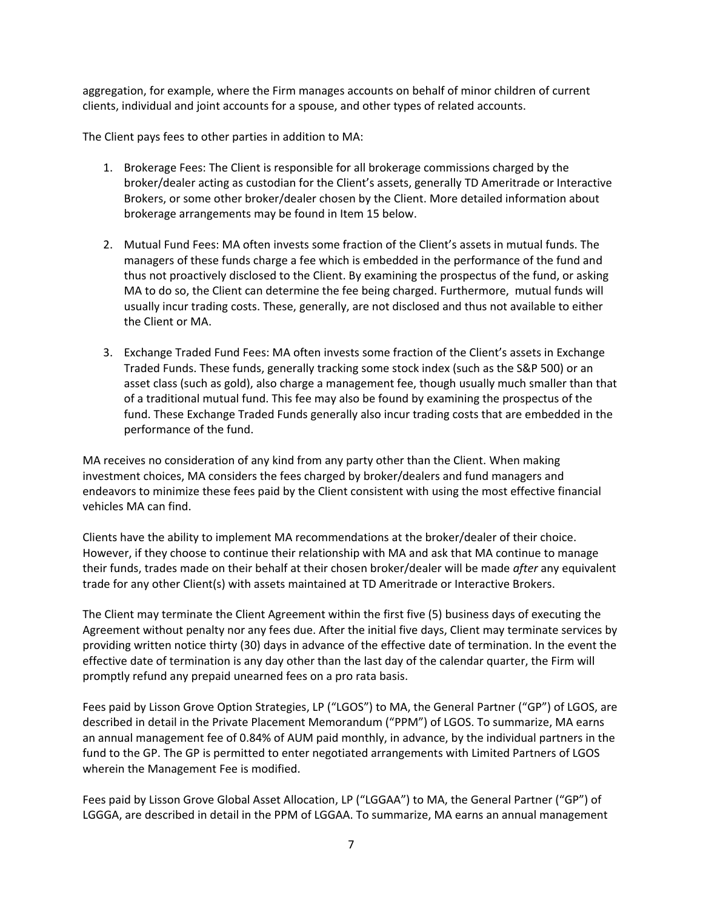aggregation, for example, where the Firm manages accounts on behalf of minor children of current clients, individual and joint accounts for a spouse, and other types of related accounts.

The Client pays fees to other parties in addition to MA:

1. Brokerage Fees: The Client is responsible for all brokerage commissions charged by the broker/dealer acting as custodian for the Client's assets, generally TD Ameritrade or Interactive Brokers, or some other broker/dealer chosen by the Client. More detailed information about brokerage arrangements may be found in Item 15 below.

2. Mutual Fund Fees: MA often invests some fraction of the Client's assets in mutual funds. The managers of these funds charge a fee which is embedded in the performance of the fund and thus not proactively disclosed to the Client. By examining the prospectus of the fund, or asking MA to do so, the Client can determine the fee being charged. Furthermore, mutual funds will usually incur trading costs. These, generally, are not disclosed and thus not available to either the Client or MA.

3. Exchange Traded Fund Fees: MA often invests some fraction of the Client's assets in Exchange Traded Funds. These funds, generally tracking some stock index (such as the S&P 500) or an asset class (such as gold), also charge a management fee, though usually much smaller than that of a traditional mutual fund. This fee may also be found by examining the prospectus of the fund. These Exchange Traded Funds generally also incur trading costs that are embedded in the performance of the fund.

MA receives no consideration of any kind from any party other than the Client. When making investment choices, MA considers the fees charged by broker/dealers and fund managers and endeavors to minimize these fees paid by the Client consistent with using the most effective financial vehicles MA can find.

Clients have the ability to implement MA recommendations at the broker/dealer of their choice. However, if they choose to continue their relationship with MA and ask that MA continue to manage their funds, trades made on their behalf at their chosen broker/dealer will be made *after* any equivalent trade for any other Client(s) with assets maintained at TD Ameritrade or Interactive Brokers.

The Client may terminate the Client Agreement within the first five (5) business days of executing the Agreement without penalty nor any fees due. After the initial five days, Client may terminate services by providing written notice thirty (30) days in advance of the effective date of termination. In the event the effective date of termination is any day other than the last day of the calendar quarter, the Firm will promptly refund any prepaid unearned fees on a pro rata basis.

Fees paid by Lisson Grove Option Strategies, LP ("LGOS") to MA, the General Partner ("GP") of LGOS, are described in detail in the Private Placement Memorandum ("PPM") of LGOS. To summarize, MA earns an annual management fee of 0.84% of AUM paid monthly, in advance, by the individual partners in the fund to the GP. The GP is permitted to enter negotiated arrangements with Limited Partners of LGOS wherein the Management Fee is modified.

Fees paid by Lisson Grove Global Asset Allocation, LP ("LGGAA") to MA, the General Partner ("GP") of LGGGA, are described in detail in the PPM of LGGAA. To summarize, MA earns an annual management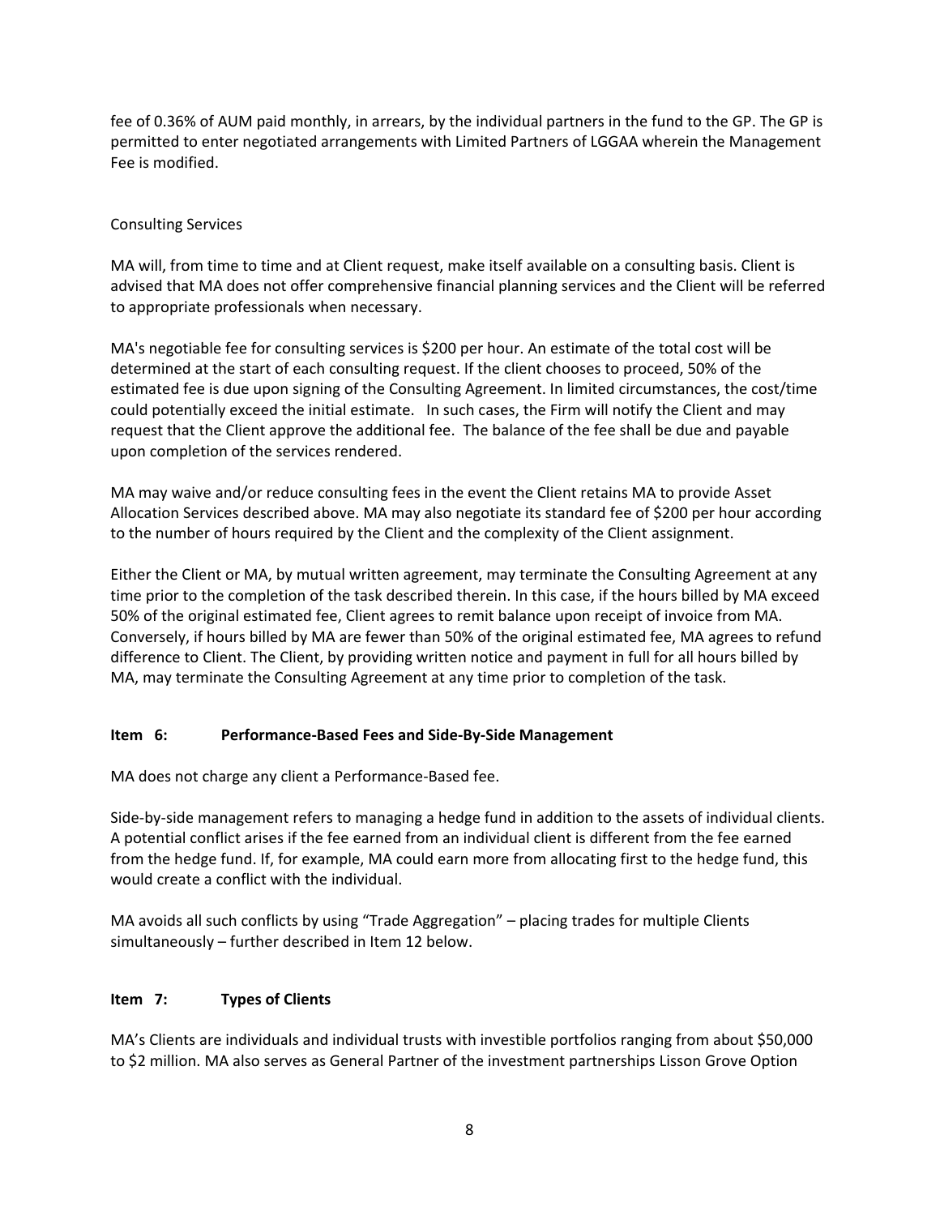fee of 0.36% of AUM paid monthly, in arrears, by the individual partners in the fund to the GP. The GP is permitted to enter negotiated arrangements with Limited Partners of LGGAA wherein the Management Fee is modified.

Consulting Services

MA will, from time to time and at Client request, make itself available on a consulting basis. Client is advised that MA does not offer comprehensive financial planning services and the Client will be referred to appropriate professionals when necessary.

MA's negotiable fee for consulting services is $200 per hour. An estimate of the total cost will be determined at the start of each consulting request. If the client chooses to proceed, 50% of the estimated fee is due upon signing of the Consulting Agreement. In limited circumstances, the cost/time could potentially exceed the initial estimate. In such cases, the Firm will notify the Client and may request that the Client approve the additional fee. The balance of the fee shall be due and payable upon completion of the services rendered.

MA may waive and/or reduce consulting fees in the event the Client retains MA to provide Asset Allocation Services described above. MA may also negotiate its standard fee of $200 per hour according to the number of hours required by the Client and the complexity of the Client assignment.

Either the Client or MA, by mutual written agreement, may terminate the Consulting Agreement at any time prior to the completion of the task described therein. In this case, if the hours billed by MA exceed 50% of the original estimated fee, Client agrees to remit balance upon receipt of invoice from MA. Conversely, if hours billed by MA are fewer than 50% of the original estimated fee, MA agrees to refund difference to Client. The Client, by providing written notice and payment in full for all hours billed by MA, may terminate the Consulting Agreement at any time prior to completion of the task.

## Item 6: Performance-Based Fees and Side-By-Side Management

MA does not charge any client a Performance-Based fee.

Side-by-side management refers to managing a hedge fund in addition to the assets of individual clients. A potential conflict arises if the fee earned from an individual client is different from the fee earned from the hedge fund. If, for example, MA could earn more from allocating first to the hedge fund, this would create a conflict with the individual.

MA avoids all such conflicts by using "Trade Aggregation" – placing trades for multiple Clients simultaneously – further described in Item 12 below.

## Item 7: Types of Clients

MA's Clients are individuals and individual trusts with investible portfolios ranging from about $50,000 to $2 million. MA also serves as General Partner of the investment partnerships Lisson Grove Option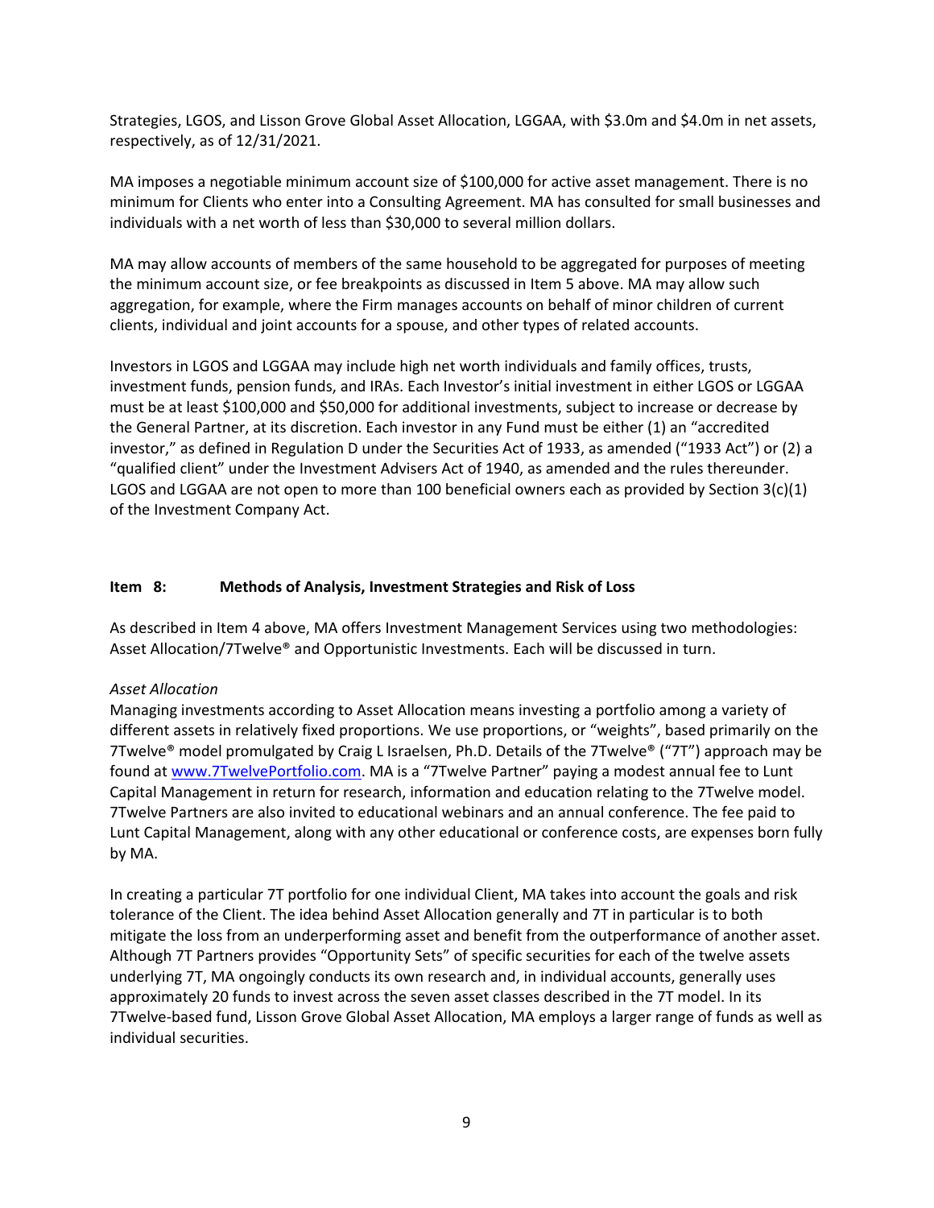Strategies, LGOS, and Lisson Grove Global Asset Allocation, LGGAA, with \$3.0m and \$4.0m in net assets, respectively, as of 12/31/2021.

MA imposes a negotiable minimum account size of \$100,000 for active asset management. There is no minimum for Clients who enter into a Consulting Agreement. MA has consulted for small businesses and individuals with a net worth of less than \$30,000 to several million dollars.

MA may allow accounts of members of the same household to be aggregated for purposes of meeting the minimum account size, or fee breakpoints as discussed in Item 5 above. MA may allow such aggregation, for example, where the Firm manages accounts on behalf of minor children of current clients, individual and joint accounts for a spouse, and other types of related accounts.

Investors in LGOS and LGGAA may include high net worth individuals and family offices, trusts, investment funds, pension funds, and IRAs. Each Investor's initial investment in either LGOS or LGGAA must be at least \$100,000 and \$50,000 for additional investments, subject to increase or decrease by the General Partner, at its discretion. Each investor in any Fund must be either (1) an "accredited investor," as defined in Regulation D under the Securities Act of 1933, as amended ("1933 Act") or (2) a "qualified client" under the Investment Advisers Act of 1940, as amended and the rules thereunder. LGOS and LGGAA are not open to more than 100 beneficial owners each as provided by Section 3(c)(1) of the Investment Company Act.

## Item 8: Methods of Analysis, Investment Strategies and Risk of Loss

As described in Item 4 above, MA offers Investment Management Services using two methodologies: Asset Allocation/7Twelve® and Opportunistic Investments. Each will be discussed in turn.

*Asset Allocation*

Managing investments according to Asset Allocation means investing a portfolio among a variety of different assets in relatively fixed proportions. We use proportions, or "weights", based primarily on the 7Twelve® model promulgated by Craig L Israelsen, Ph.D. Details of the 7Twelve® ("7T") approach may be found at [www.7TwelvePortfolio.com](http://www.7TwelvePortfolio.com). MA is a "7Twelve Partner" paying a modest annual fee to Lunt Capital Management in return for research, information and education relating to the 7Twelve model. 7Twelve Partners are also invited to educational webinars and an annual conference. The fee paid to Lunt Capital Management, along with any other educational or conference costs, are expenses born fully by MA.

In creating a particular 7T portfolio for one individual Client, MA takes into account the goals and risk tolerance of the Client. The idea behind Asset Allocation generally and 7T in particular is to both mitigate the loss from an underperforming asset and benefit from the outperformance of another asset. Although 7T Partners provides "Opportunity Sets" of specific securities for each of the twelve assets underlying 7T, MA ongoingly conducts its own research and, in individual accounts, generally uses approximately 20 funds to invest across the seven asset classes described in the 7T model. In its 7Twelve-based fund, Lisson Grove Global Asset Allocation, MA employs a larger range of funds as well as individual securities.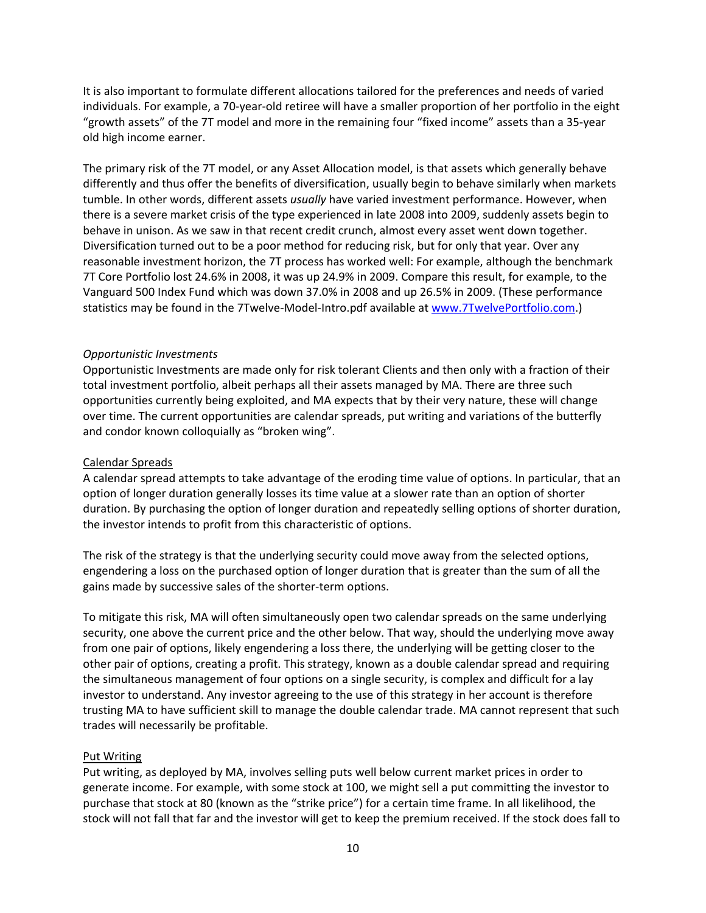It is also important to formulate different allocations tailored for the preferences and needs of varied individuals. For example, a 70-year-old retiree will have a smaller proportion of her portfolio in the eight "growth assets" of the 7T model and more in the remaining four "fixed income" assets than a 35-year old high income earner.

The primary risk of the 7T model, or any Asset Allocation model, is that assets which generally behave differently and thus offer the benefits of diversification, usually begin to behave similarly when markets tumble. In other words, different assets *usually* have varied investment performance. However, when there is a severe market crisis of the type experienced in late 2008 into 2009, suddenly assets begin to behave in unison. As we saw in that recent credit crunch, almost every asset went down together. Diversification turned out to be a poor method for reducing risk, but for only that year. Over any reasonable investment horizon, the 7T process has worked well: For example, although the benchmark 7T Core Portfolio lost 24.6% in 2008, it was up 24.9% in 2009. Compare this result, for example, to the Vanguard 500 Index Fund which was down 37.0% in 2008 and up 26.5% in 2009. (These performance statistics may be found in the 7Twelve-Model-Intro.pdf available at www.7TwelvePortfolio.com.)

*Opportunistic Investments*

Opportunistic Investments are made only for risk tolerant Clients and then only with a fraction of their total investment portfolio, albeit perhaps all their assets managed by MA. There are three such opportunities currently being exploited, and MA expects that by their very nature, these will change over time. The current opportunities are calendar spreads, put writing and variations of the butterfly and condor known colloquially as "broken wing".

<u>Calendar Spreads</u>

A calendar spread attempts to take advantage of the eroding time value of options. In particular, that an option of longer duration generally losses its time value at a slower rate than an option of shorter duration. By purchasing the option of longer duration and repeatedly selling options of shorter duration, the investor intends to profit from this characteristic of options.

The risk of the strategy is that the underlying security could move away from the selected options, engendering a loss on the purchased option of longer duration that is greater than the sum of all the gains made by successive sales of the shorter-term options.

To mitigate this risk, MA will often simultaneously open two calendar spreads on the same underlying security, one above the current price and the other below. That way, should the underlying move away from one pair of options, likely engendering a loss there, the underlying will be getting closer to the other pair of options, creating a profit. This strategy, known as a double calendar spread and requiring the simultaneous management of four options on a single security, is complex and difficult for a lay investor to understand. Any investor agreeing to the use of this strategy in her account is therefore trusting MA to have sufficient skill to manage the double calendar trade. MA cannot represent that such trades will necessarily be profitable.

<u>Put Writing</u>

Put writing, as deployed by MA, involves selling puts well below current market prices in order to generate income. For example, with some stock at 100, we might sell a put committing the investor to purchase that stock at 80 (known as the "strike price") for a certain time frame. In all likelihood, the stock will not fall that far and the investor will get to keep the premium received. If the stock does fall to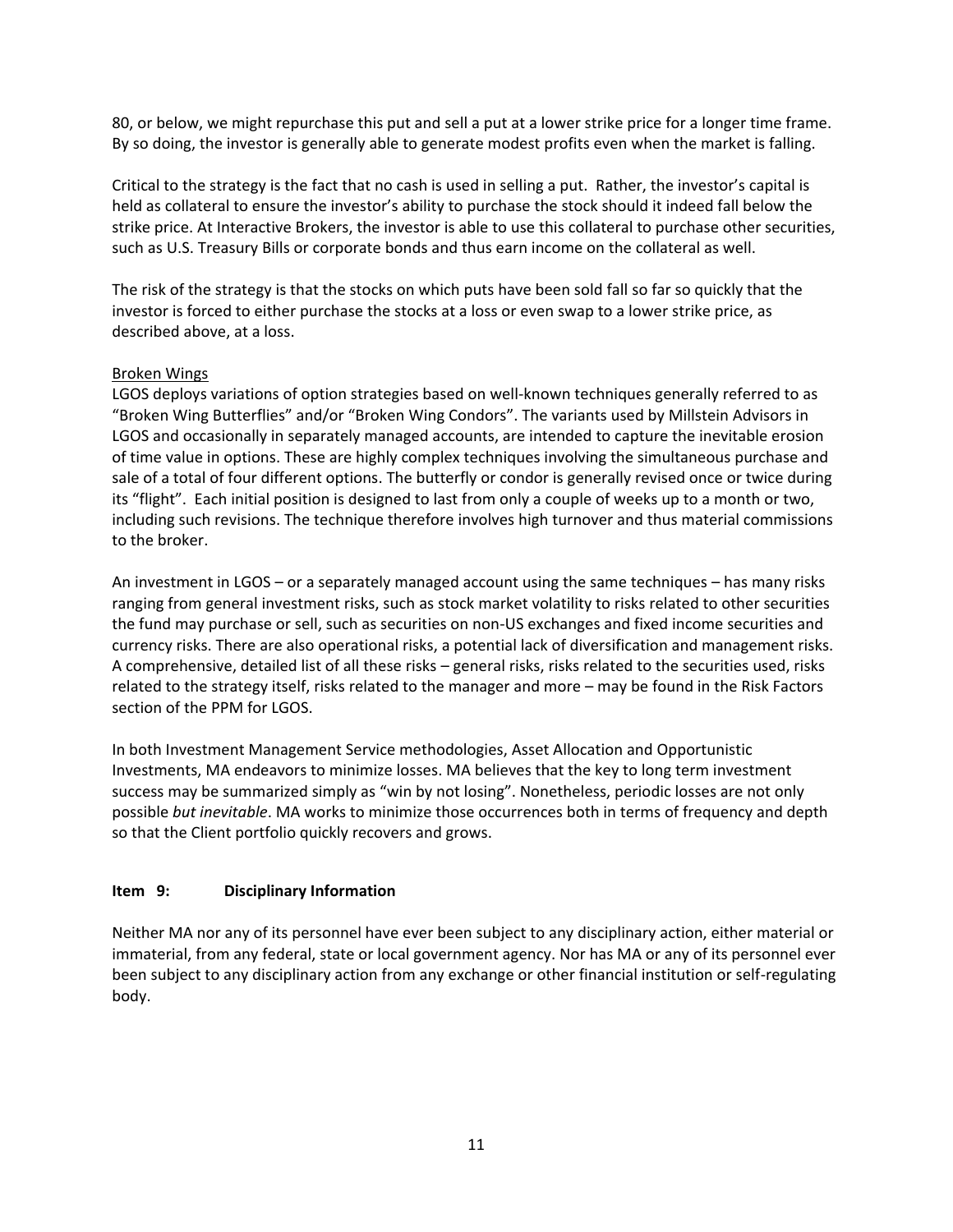80, or below, we might repurchase this put and sell a put at a lower strike price for a longer time frame. By so doing, the investor is generally able to generate modest profits even when the market is falling.

Critical to the strategy is the fact that no cash is used in selling a put. Rather, the investor's capital is held as collateral to ensure the investor's ability to purchase the stock should it indeed fall below the strike price. At Interactive Brokers, the investor is able to use this collateral to purchase other securities, such as U.S. Treasury Bills or corporate bonds and thus earn income on the collateral as well.

The risk of the strategy is that the stocks on which puts have been sold fall so far so quickly that the investor is forced to either purchase the stocks at a loss or even swap to a lower strike price, as described above, at a loss.

Broken Wings

LGOS deploys variations of option strategies based on well-known techniques generally referred to as "Broken Wing Butterflies" and/or "Broken Wing Condors". The variants used by Millstein Advisors in LGOS and occasionally in separately managed accounts, are intended to capture the inevitable erosion of time value in options. These are highly complex techniques involving the simultaneous purchase and sale of a total of four different options. The butterfly or condor is generally revised once or twice during its "flight". Each initial position is designed to last from only a couple of weeks up to a month or two, including such revisions. The technique therefore involves high turnover and thus material commissions to the broker.

An investment in LGOS – or a separately managed account using the same techniques – has many risks ranging from general investment risks, such as stock market volatility to risks related to other securities the fund may purchase or sell, such as securities on non-US exchanges and fixed income securities and currency risks. There are also operational risks, a potential lack of diversification and management risks. A comprehensive, detailed list of all these risks – general risks, risks related to the securities used, risks related to the strategy itself, risks related to the manager and more – may be found in the Risk Factors section of the PPM for LGOS.

In both Investment Management Service methodologies, Asset Allocation and Opportunistic Investments, MA endeavors to minimize losses. MA believes that the key to long term investment success may be summarized simply as "win by not losing". Nonetheless, periodic losses are not only possible *but inevitable*. MA works to minimize those occurrences both in terms of frequency and depth so that the Client portfolio quickly recovers and grows.

## Item 9: Disciplinary Information

Neither MA nor any of its personnel have ever been subject to any disciplinary action, either material or immaterial, from any federal, state or local government agency. Nor has MA or any of its personnel ever been subject to any disciplinary action from any exchange or other financial institution or self-regulating body.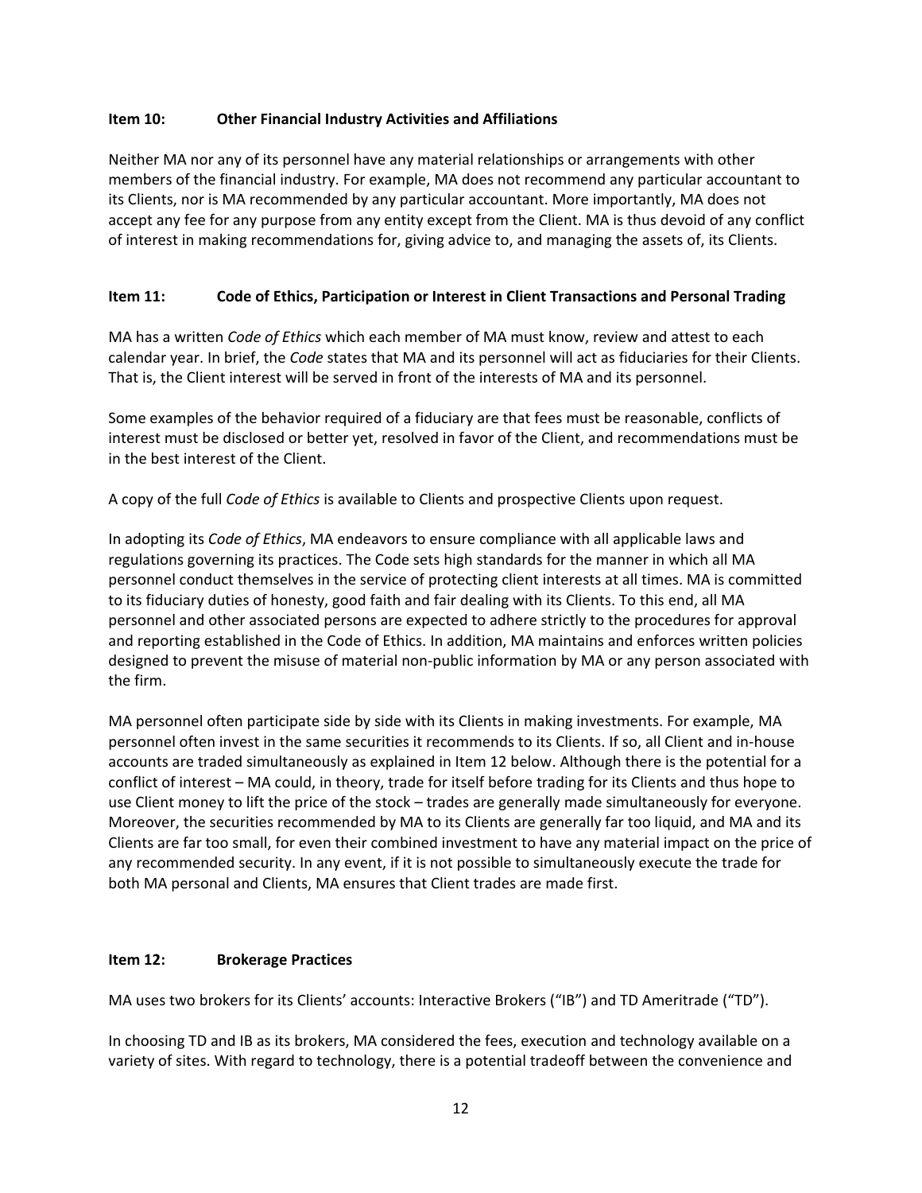## Item 10: Other Financial Industry Activities and Affiliations

Neither MA nor any of its personnel have any material relationships or arrangements with other members of the financial industry. For example, MA does not recommend any particular accountant to its Clients, nor is MA recommended by any particular accountant. More importantly, MA does not accept any fee for any purpose from any entity except from the Client. MA is thus devoid of any conflict of interest in making recommendations for, giving advice to, and managing the assets of, its Clients.

## Item 11: Code of Ethics, Participation or Interest in Client Transactions and Personal Trading

MA has a written *Code of Ethics* which each member of MA must know, review and attest to each calendar year. In brief, the *Code* states that MA and its personnel will act as fiduciaries for their Clients. That is, the Client interest will be served in front of the interests of MA and its personnel.

Some examples of the behavior required of a fiduciary are that fees must be reasonable, conflicts of interest must be disclosed or better yet, resolved in favor of the Client, and recommendations must be in the best interest of the Client.

A copy of the full *Code of Ethics* is available to Clients and prospective Clients upon request.

In adopting its *Code of Ethics*, MA endeavors to ensure compliance with all applicable laws and regulations governing its practices. The Code sets high standards for the manner in which all MA personnel conduct themselves in the service of protecting client interests at all times. MA is committed to its fiduciary duties of honesty, good faith and fair dealing with its Clients. To this end, all MA personnel and other associated persons are expected to adhere strictly to the procedures for approval and reporting established in the Code of Ethics. In addition, MA maintains and enforces written policies designed to prevent the misuse of material non-public information by MA or any person associated with the firm.

MA personnel often participate side by side with its Clients in making investments. For example, MA personnel often invest in the same securities it recommends to its Clients. If so, all Client and in-house accounts are traded simultaneously as explained in Item 12 below. Although there is the potential for a conflict of interest – MA could, in theory, trade for itself before trading for its Clients and thus hope to use Client money to lift the price of the stock – trades are generally made simultaneously for everyone. Moreover, the securities recommended by MA to its Clients are generally far too liquid, and MA and its Clients are far too small, for even their combined investment to have any material impact on the price of any recommended security. In any event, if it is not possible to simultaneously execute the trade for both MA personal and Clients, MA ensures that Client trades are made first.

## Item 12: Brokerage Practices

MA uses two brokers for its Clients' accounts: Interactive Brokers ("IB") and TD Ameritrade ("TD").

In choosing TD and IB as its brokers, MA considered the fees, execution and technology available on a variety of sites. With regard to technology, there is a potential tradeoff between the convenience and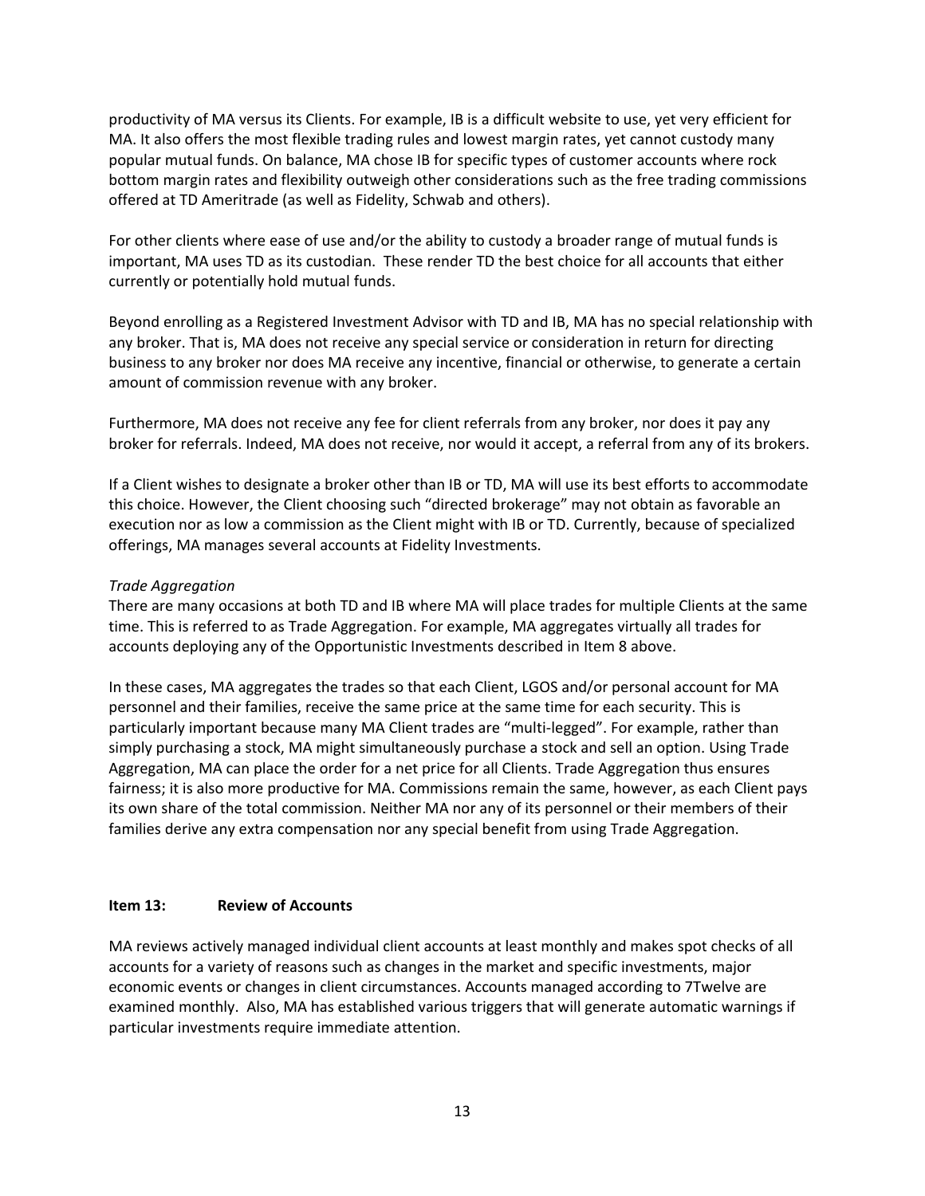productivity of MA versus its Clients. For example, IB is a difficult website to use, yet very efficient for MA. It also offers the most flexible trading rules and lowest margin rates, yet cannot custody many popular mutual funds. On balance, MA chose IB for specific types of customer accounts where rock bottom margin rates and flexibility outweigh other considerations such as the free trading commissions offered at TD Ameritrade (as well as Fidelity, Schwab and others).

For other clients where ease of use and/or the ability to custody a broader range of mutual funds is important, MA uses TD as its custodian. These render TD the best choice for all accounts that either currently or potentially hold mutual funds.

Beyond enrolling as a Registered Investment Advisor with TD and IB, MA has no special relationship with any broker. That is, MA does not receive any special service or consideration in return for directing business to any broker nor does MA receive any incentive, financial or otherwise, to generate a certain amount of commission revenue with any broker.

Furthermore, MA does not receive any fee for client referrals from any broker, nor does it pay any broker for referrals. Indeed, MA does not receive, nor would it accept, a referral from any of its brokers.

If a Client wishes to designate a broker other than IB or TD, MA will use its best efforts to accommodate this choice. However, the Client choosing such "directed brokerage" may not obtain as favorable an execution nor as low a commission as the Client might with IB or TD. Currently, because of specialized offerings, MA manages several accounts at Fidelity Investments.

*Trade Aggregation*

There are many occasions at both TD and IB where MA will place trades for multiple Clients at the same time. This is referred to as Trade Aggregation. For example, MA aggregates virtually all trades for accounts deploying any of the Opportunistic Investments described in Item 8 above.

In these cases, MA aggregates the trades so that each Client, LGOS and/or personal account for MA personnel and their families, receive the same price at the same time for each security. This is particularly important because many MA Client trades are "multi-legged". For example, rather than simply purchasing a stock, MA might simultaneously purchase a stock and sell an option. Using Trade Aggregation, MA can place the order for a net price for all Clients. Trade Aggregation thus ensures fairness; it is also more productive for MA. Commissions remain the same, however, as each Client pays its own share of the total commission. Neither MA nor any of its personnel or their members of their families derive any extra compensation nor any special benefit from using Trade Aggregation.

## Item 13: Review of Accounts

MA reviews actively managed individual client accounts at least monthly and makes spot checks of all accounts for a variety of reasons such as changes in the market and specific investments, major economic events or changes in client circumstances. Accounts managed according to 7Twelve are examined monthly. Also, MA has established various triggers that will generate automatic warnings if particular investments require immediate attention.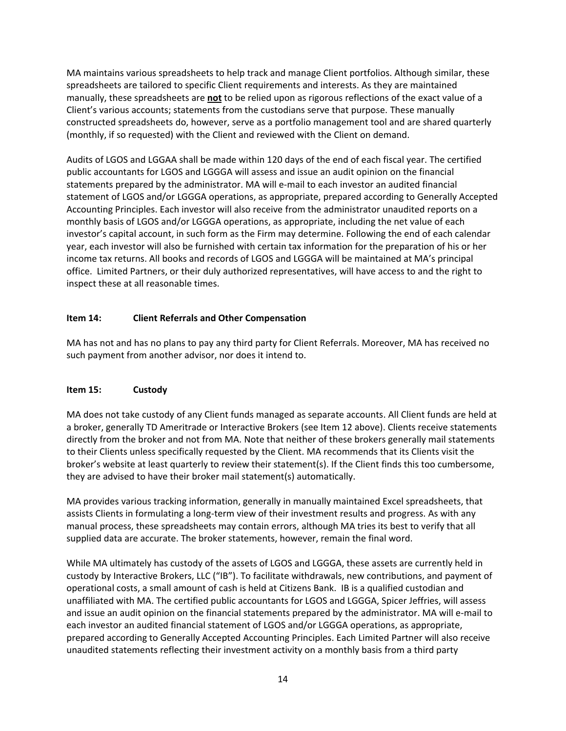MA maintains various spreadsheets to help track and manage Client portfolios. Although similar, these spreadsheets are tailored to specific Client requirements and interests. As they are maintained manually, these spreadsheets are **not** to be relied upon as rigorous reflections of the exact value of a Client's various accounts; statements from the custodians serve that purpose. These manually constructed spreadsheets do, however, serve as a portfolio management tool and are shared quarterly (monthly, if so requested) with the Client and reviewed with the Client on demand.

Audits of LGOS and LGGAA shall be made within 120 days of the end of each fiscal year. The certified public accountants for LGOS and LGGGA will assess and issue an audit opinion on the financial statements prepared by the administrator. MA will e-mail to each investor an audited financial statement of LGOS and/or LGGGA operations, as appropriate, prepared according to Generally Accepted Accounting Principles. Each investor will also receive from the administrator unaudited reports on a monthly basis of LGOS and/or LGGGA operations, as appropriate, including the net value of each investor's capital account, in such form as the Firm may determine. Following the end of each calendar year, each investor will also be furnished with certain tax information for the preparation of his or her income tax returns. All books and records of LGOS and LGGGA will be maintained at MA's principal office. Limited Partners, or their duly authorized representatives, will have access to and the right to inspect these at all reasonable times.

## Item 14: Client Referrals and Other Compensation

MA has not and has no plans to pay any third party for Client Referrals. Moreover, MA has received no such payment from another advisor, nor does it intend to.

## Item 15: Custody

MA does not take custody of any Client funds managed as separate accounts. All Client funds are held at a broker, generally TD Ameritrade or Interactive Brokers (see Item 12 above). Clients receive statements directly from the broker and not from MA. Note that neither of these brokers generally mail statements to their Clients unless specifically requested by the Client. MA recommends that its Clients visit the broker's website at least quarterly to review their statement(s). If the Client finds this too cumbersome, they are advised to have their broker mail statement(s) automatically.

MA provides various tracking information, generally in manually maintained Excel spreadsheets, that assists Clients in formulating a long-term view of their investment results and progress. As with any manual process, these spreadsheets may contain errors, although MA tries its best to verify that all supplied data are accurate. The broker statements, however, remain the final word.

While MA ultimately has custody of the assets of LGOS and LGGGA, these assets are currently held in custody by Interactive Brokers, LLC ("IB"). To facilitate withdrawals, new contributions, and payment of operational costs, a small amount of cash is held at Citizens Bank. IB is a qualified custodian and unaffiliated with MA. The certified public accountants for LGOS and LGGGA, Spicer Jeffries, will assess and issue an audit opinion on the financial statements prepared by the administrator. MA will e-mail to each investor an audited financial statement of LGOS and/or LGGGA operations, as appropriate, prepared according to Generally Accepted Accounting Principles. Each Limited Partner will also receive unaudited statements reflecting their investment activity on a monthly basis from a third party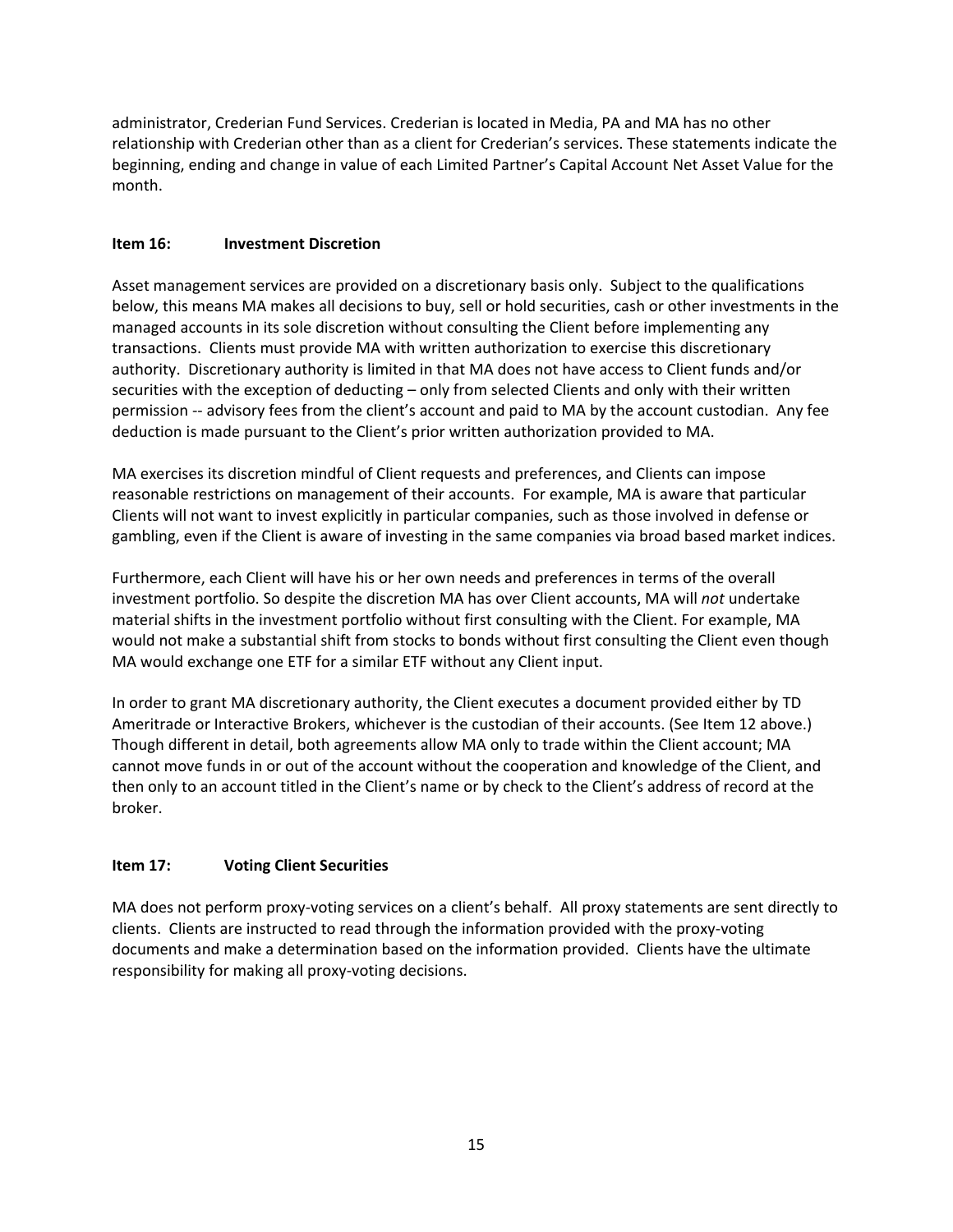administrator, Crederian Fund Services. Crederian is located in Media, PA and MA has no other relationship with Crederian other than as a client for Crederian's services. These statements indicate the beginning, ending and change in value of each Limited Partner's Capital Account Net Asset Value for the month.

### Item 16: Investment Discretion

Asset management services are provided on a discretionary basis only. Subject to the qualifications below, this means MA makes all decisions to buy, sell or hold securities, cash or other investments in the managed accounts in its sole discretion without consulting the Client before implementing any transactions. Clients must provide MA with written authorization to exercise this discretionary authority. Discretionary authority is limited in that MA does not have access to Client funds and/or securities with the exception of deducting – only from selected Clients and only with their written permission -- advisory fees from the client's account and paid to MA by the account custodian. Any fee deduction is made pursuant to the Client's prior written authorization provided to MA.

MA exercises its discretion mindful of Client requests and preferences, and Clients can impose reasonable restrictions on management of their accounts. For example, MA is aware that particular Clients will not want to invest explicitly in particular companies, such as those involved in defense or gambling, even if the Client is aware of investing in the same companies via broad based market indices.

Furthermore, each Client will have his or her own needs and preferences in terms of the overall investment portfolio. So despite the discretion MA has over Client accounts, MA will *not* undertake material shifts in the investment portfolio without first consulting with the Client. For example, MA would not make a substantial shift from stocks to bonds without first consulting the Client even though MA would exchange one ETF for a similar ETF without any Client input.

In order to grant MA discretionary authority, the Client executes a document provided either by TD Ameritrade or Interactive Brokers, whichever is the custodian of their accounts. (See Item 12 above.) Though different in detail, both agreements allow MA only to trade within the Client account; MA cannot move funds in or out of the account without the cooperation and knowledge of the Client, and then only to an account titled in the Client's name or by check to the Client's address of record at the broker.

### Item 17: Voting Client Securities

MA does not perform proxy-voting services on a client's behalf. All proxy statements are sent directly to clients. Clients are instructed to read through the information provided with the proxy-voting documents and make a determination based on the information provided. Clients have the ultimate responsibility for making all proxy-voting decisions.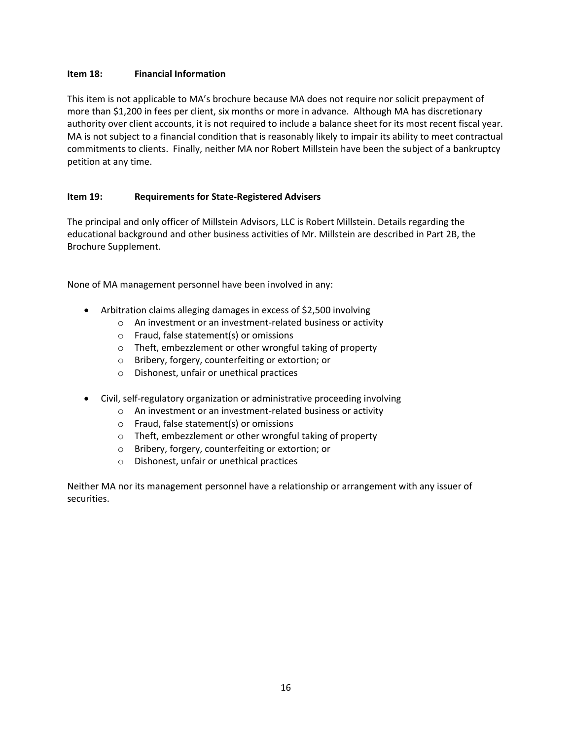**Item 18: Financial Information**

This item is not applicable to MA's brochure because MA does not require nor solicit prepayment of more than $1,200 in fees per client, six months or more in advance. Although MA has discretionary authority over client accounts, it is not required to include a balance sheet for its most recent fiscal year. MA is not subject to a financial condition that is reasonably likely to impair its ability to meet contractual commitments to clients. Finally, neither MA nor Robert Millstein have been the subject of a bankruptcy petition at any time.

**Item 19: Requirements for State-Registered Advisers**

The principal and only officer of Millstein Advisors, LLC is Robert Millstein. Details regarding the educational background and other business activities of Mr. Millstein are described in Part 2B, the Brochure Supplement.

None of MA management personnel have been involved in any:

- Arbitration claims alleging damages in excess of $2,500 involving
  - An investment or an investment-related business or activity
  - Fraud, false statement(s) or omissions
  - Theft, embezzlement or other wrongful taking of property
  - Bribery, forgery, counterfeiting or extortion; or
  - Dishonest, unfair or unethical practices

- Civil, self-regulatory organization or administrative proceeding involving
  - An investment or an investment-related business or activity
  - Fraud, false statement(s) or omissions
  - Theft, embezzlement or other wrongful taking of property
  - Bribery, forgery, counterfeiting or extortion; or
  - Dishonest, unfair or unethical practices

Neither MA nor its management personnel have a relationship or arrangement with any issuer of securities.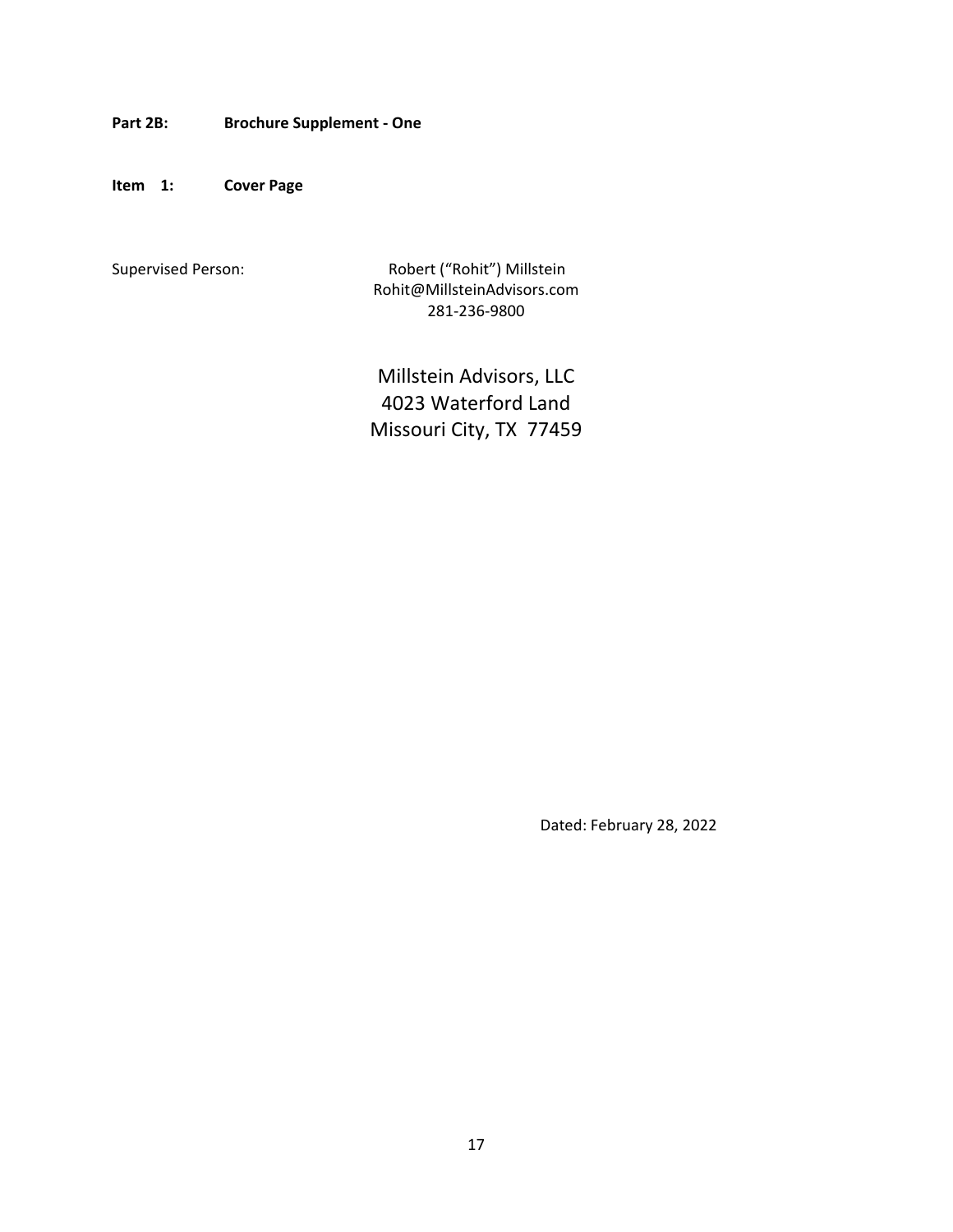**Part 2B: Brochure Supplement - One**

**Item 1: Cover Page**

Supervised Person: Robert ("Rohit") Millstein
Rohit@MillsteinAdvisors.com
281-236-9800

Millstein Advisors, LLC
4023 Waterford Land
Missouri City, TX 77459

Dated: February 28, 2022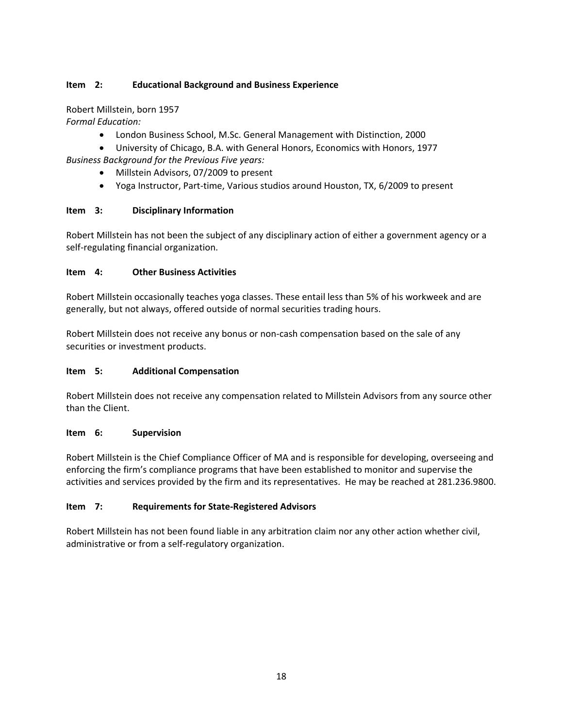### Item 2: Educational Background and Business Experience

Robert Millstein, born 1957

*Formal Education:*

- London Business School, M.Sc. General Management with Distinction, 2000
- University of Chicago, B.A. with General Honors, Economics with Honors, 1977

*Business Background for the Previous Five years:*

- Millstein Advisors, 07/2009 to present
- Yoga Instructor, Part-time, Various studios around Houston, TX, 6/2009 to present

### Item 3: Disciplinary Information

Robert Millstein has not been the subject of any disciplinary action of either a government agency or a self-regulating financial organization.

### Item 4: Other Business Activities

Robert Millstein occasionally teaches yoga classes. These entail less than 5% of his workweek and are generally, but not always, offered outside of normal securities trading hours.

Robert Millstein does not receive any bonus or non-cash compensation based on the sale of any securities or investment products.

### Item 5: Additional Compensation

Robert Millstein does not receive any compensation related to Millstein Advisors from any source other than the Client.

### Item 6: Supervision

Robert Millstein is the Chief Compliance Officer of MA and is responsible for developing, overseeing and enforcing the firm's compliance programs that have been established to monitor and supervise the activities and services provided by the firm and its representatives. He may be reached at 281.236.9800.

### Item 7: Requirements for State-Registered Advisors

Robert Millstein has not been found liable in any arbitration claim nor any other action whether civil, administrative or from a self-regulatory organization.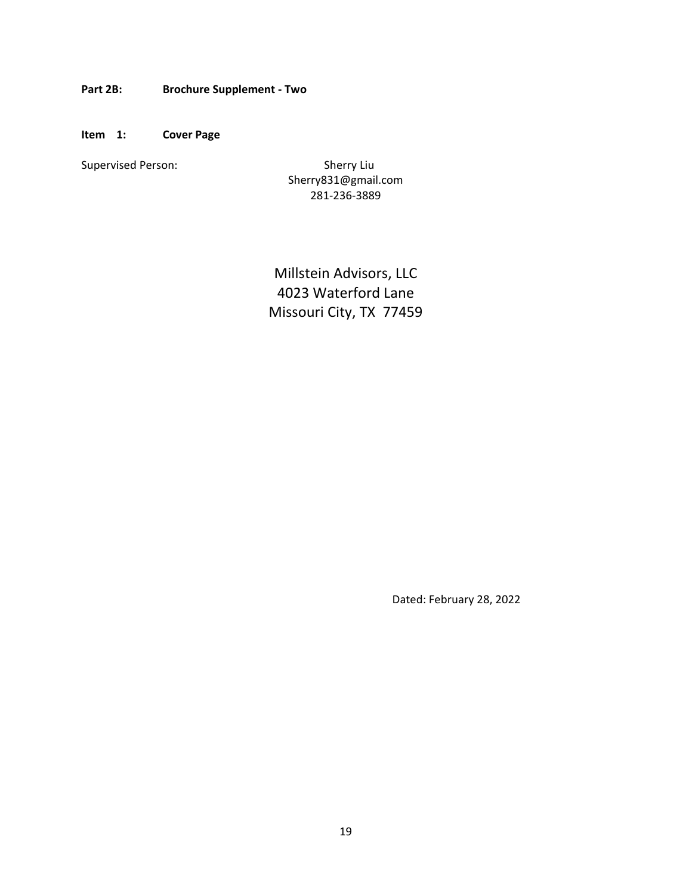**Part 2B: Brochure Supplement - Two**

**Item 1: Cover Page**

Supervised Person: Sherry Liu
Sherry831@gmail.com
281-236-3889

Millstein Advisors, LLC
4023 Waterford Lane
Missouri City, TX 77459

Dated: February 28, 2022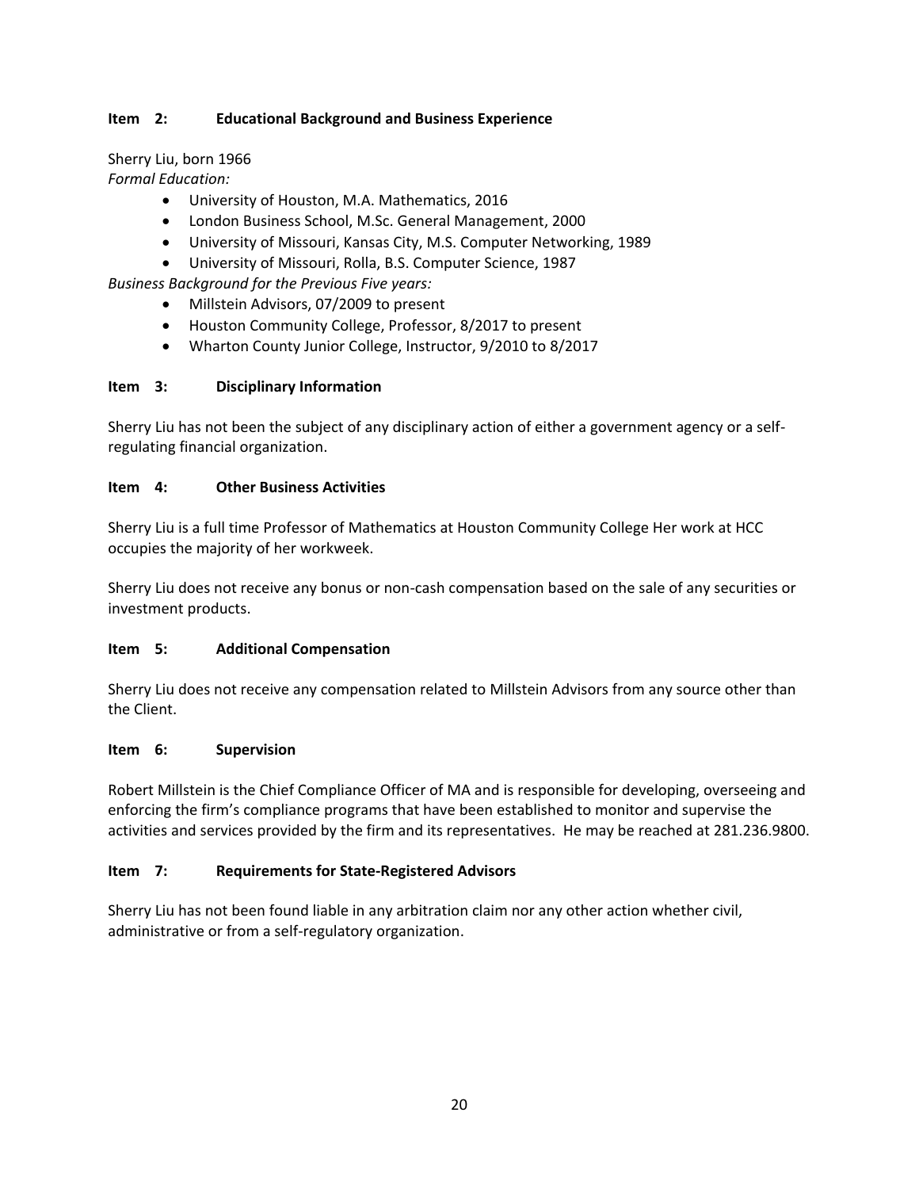### Item 2: Educational Background and Business Experience

Sherry Liu, born 1966

*Formal Education:*

- University of Houston, M.A. Mathematics, 2016
- London Business School, M.Sc. General Management, 2000
- University of Missouri, Kansas City, M.S. Computer Networking, 1989
- University of Missouri, Rolla, B.S. Computer Science, 1987

*Business Background for the Previous Five years:*

- Millstein Advisors, 07/2009 to present
- Houston Community College, Professor, 8/2017 to present
- Wharton County Junior College, Instructor, 9/2010 to 8/2017

### Item 3: Disciplinary Information

Sherry Liu has not been the subject of any disciplinary action of either a government agency or a self-regulating financial organization.

### Item 4: Other Business Activities

Sherry Liu is a full time Professor of Mathematics at Houston Community College Her work at HCC occupies the majority of her workweek.

Sherry Liu does not receive any bonus or non-cash compensation based on the sale of any securities or investment products.

### Item 5: Additional Compensation

Sherry Liu does not receive any compensation related to Millstein Advisors from any source other than the Client.

### Item 6: Supervision

Robert Millstein is the Chief Compliance Officer of MA and is responsible for developing, overseeing and enforcing the firm's compliance programs that have been established to monitor and supervise the activities and services provided by the firm and its representatives. He may be reached at 281.236.9800.

### Item 7: Requirements for State-Registered Advisors

Sherry Liu has not been found liable in any arbitration claim nor any other action whether civil, administrative or from a self-regulatory organization.